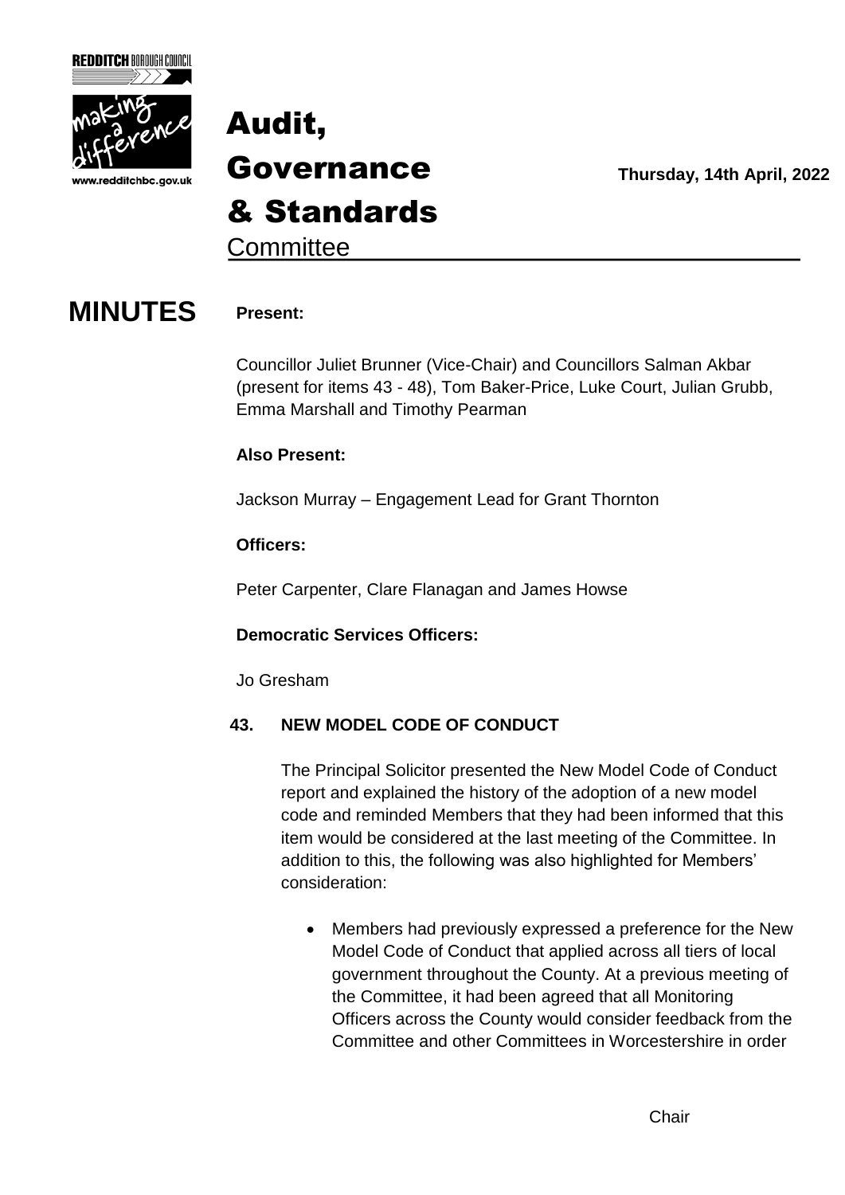# Audit, Governance & Standards Committee

**Thursday, 14th April, 2022**

## MINUTES

**Present:**

Councillor Juliet Brunner (Vice-Chair) and Councillors Salman Akbar (present for items 43 - 48), Tom Baker-Price, Luke Court, Julian Grubb, Emma Marshall and Timothy Pearman

**Also Present:**

Jackson Murray – Engagement Lead for Grant Thornton

**Officers:**

Peter Carpenter, Clare Flanagan and James Howse

**Democratic Services Officers:**

Jo Gresham

### 43. NEW MODEL CODE OF CONDUCT

The Principal Solicitor presented the New Model Code of Conduct report and explained the history of the adoption of a new model code and reminded Members that they had been informed that this item would be considered at the last meeting of the Committee. In addition to this, the following was also highlighted for Members' consideration:

- Members had previously expressed a preference for the New Model Code of Conduct that applied across all tiers of local government throughout the County. At a previous meeting of the Committee, it had been agreed that all Monitoring Officers across the County would consider feedback from the Committee and other Committees in Worcestershire in order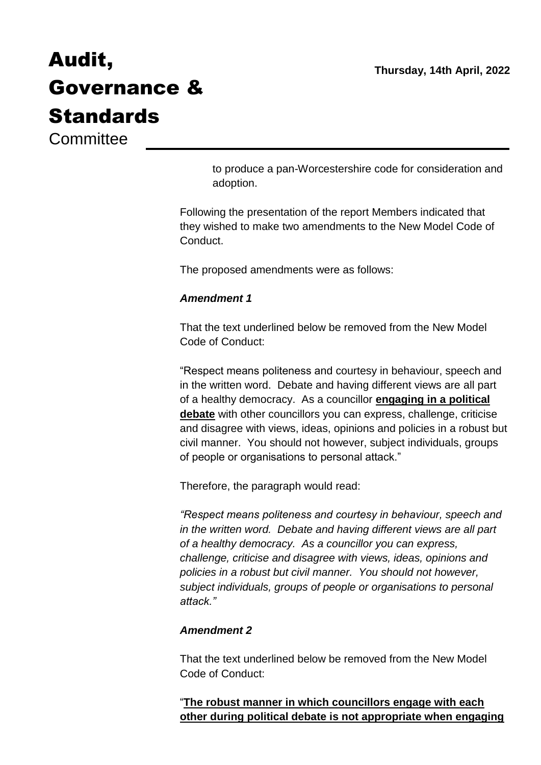to produce a pan-Worcestershire code for consideration and adoption.

Following the presentation of the report Members indicated that they wished to make two amendments to the New Model Code of Conduct.

The proposed amendments were as follows:

***Amendment 1***

That the text underlined below be removed from the New Model Code of Conduct:

"Respect means politeness and courtesy in behaviour, speech and in the written word. Debate and having different views are all part of a healthy democracy. As a councillor **<u>engaging in a political debate</u>** with other councillors you can express, challenge, criticise and disagree with views, ideas, opinions and policies in a robust but civil manner. You should not however, subject individuals, groups of people or organisations to personal attack."

Therefore, the paragraph would read:

*"Respect means politeness and courtesy in behaviour, speech and in the written word. Debate and having different views are all part of a healthy democracy. As a councillor you can express, challenge, criticise and disagree with views, ideas, opinions and policies in a robust but civil manner. You should not however, subject individuals, groups of people or organisations to personal attack."*

***Amendment 2***

That the text underlined below be removed from the New Model Code of Conduct:

"**<u>The robust manner in which councillors engage with each other during political debate is not appropriate when engaging</u>**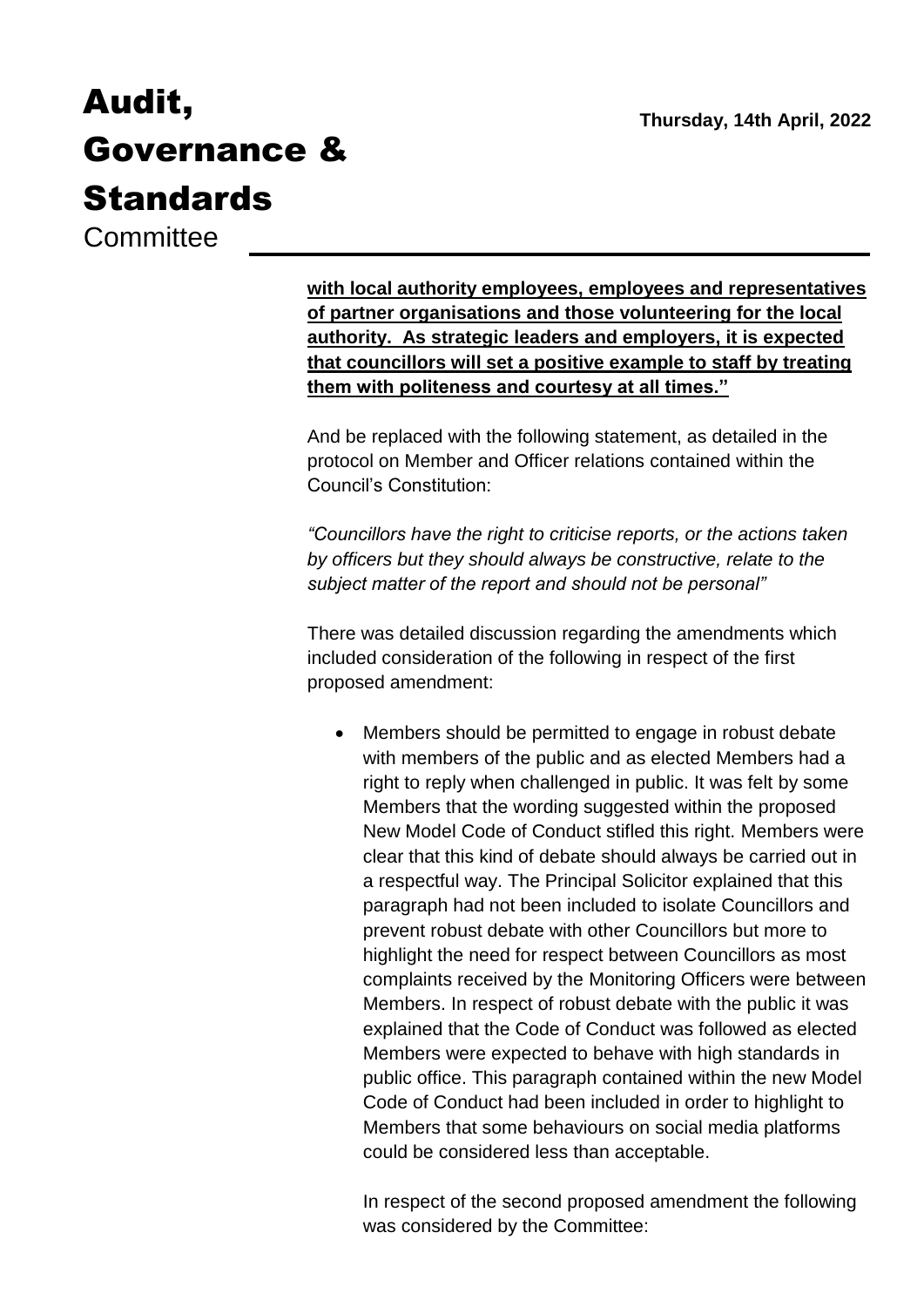**with local authority employees, employees and representatives of partner organisations and those volunteering for the local authority. As strategic leaders and employers, it is expected that councillors will set a positive example to staff by treating them with politeness and courtesy at all times."**

And be replaced with the following statement, as detailed in the protocol on Member and Officer relations contained within the Council's Constitution:

*"Councillors have the right to criticise reports, or the actions taken by officers but they should always be constructive, relate to the subject matter of the report and should not be personal"*

There was detailed discussion regarding the amendments which included consideration of the following in respect of the first proposed amendment:

- Members should be permitted to engage in robust debate with members of the public and as elected Members had a right to reply when challenged in public. It was felt by some Members that the wording suggested within the proposed New Model Code of Conduct stifled this right. Members were clear that this kind of debate should always be carried out in a respectful way. The Principal Solicitor explained that this paragraph had not been included to isolate Councillors and prevent robust debate with other Councillors but more to highlight the need for respect between Councillors as most complaints received by the Monitoring Officers were between Members. In respect of robust debate with the public it was explained that the Code of Conduct was followed as elected Members were expected to behave with high standards in public office. This paragraph contained within the new Model Code of Conduct had been included in order to highlight to Members that some behaviours on social media platforms could be considered less than acceptable.

  In respect of the second proposed amendment the following was considered by the Committee: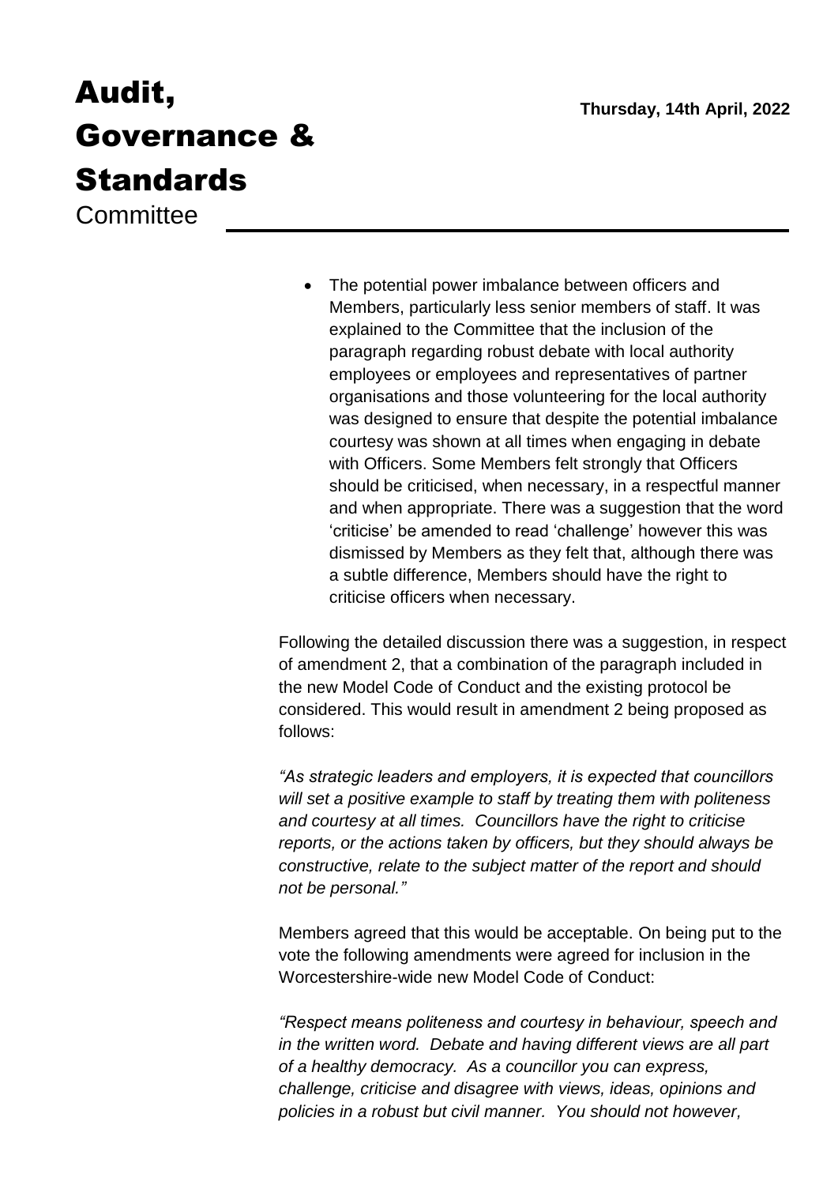- The potential power imbalance between officers and Members, particularly less senior members of staff. It was explained to the Committee that the inclusion of the paragraph regarding robust debate with local authority employees or employees and representatives of partner organisations and those volunteering for the local authority was designed to ensure that despite the potential imbalance courtesy was shown at all times when engaging in debate with Officers. Some Members felt strongly that Officers should be criticised, when necessary, in a respectful manner and when appropriate. There was a suggestion that the word 'criticise' be amended to read 'challenge' however this was dismissed by Members as they felt that, although there was a subtle difference, Members should have the right to criticise officers when necessary.

Following the detailed discussion there was a suggestion, in respect of amendment 2, that a combination of the paragraph included in the new Model Code of Conduct and the existing protocol be considered. This would result in amendment 2 being proposed as follows:

*"As strategic leaders and employers, it is expected that councillors will set a positive example to staff by treating them with politeness and courtesy at all times. Councillors have the right to criticise reports, or the actions taken by officers, but they should always be constructive, relate to the subject matter of the report and should not be personal."*

Members agreed that this would be acceptable. On being put to the vote the following amendments were agreed for inclusion in the Worcestershire-wide new Model Code of Conduct:

*"Respect means politeness and courtesy in behaviour, speech and in the written word. Debate and having different views are all part of a healthy democracy. As a councillor you can express, challenge, criticise and disagree with views, ideas, opinions and policies in a robust but civil manner. You should not however,*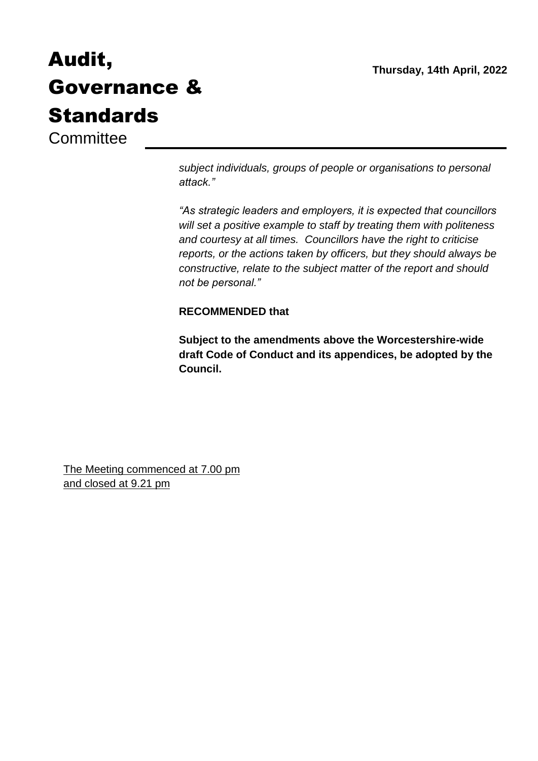*subject individuals, groups of people or organisations to personal attack."*

*"As strategic leaders and employers, it is expected that councillors will set a positive example to staff by treating them with politeness and courtesy at all times. Councillors have the right to criticise reports, or the actions taken by officers, but they should always be constructive, relate to the subject matter of the report and should not be personal."*

**RECOMMENDED that**

**Subject to the amendments above the Worcestershire-wide draft Code of Conduct and its appendices, be adopted by the Council.**

The Meeting commenced at 7.00 pm
and closed at 9.21 pm